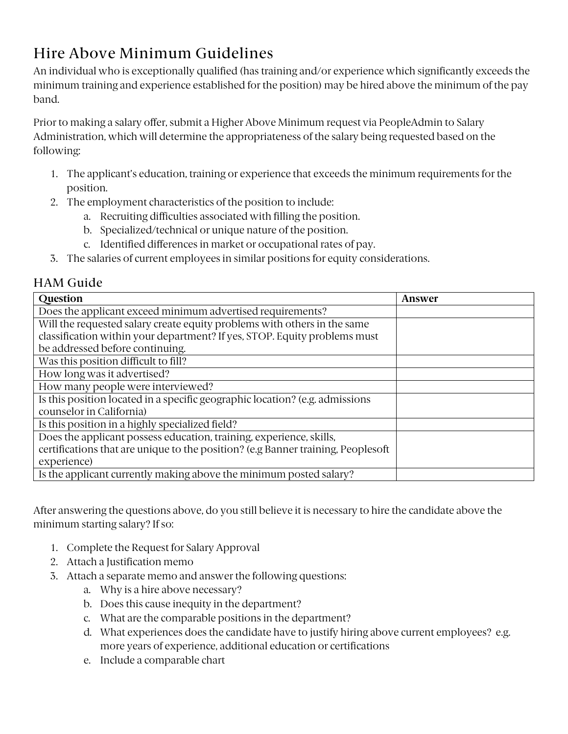# Hire Above Minimum Guidelines

An individual who is exceptionally qualified (has training and/or experience which significantly exceeds the minimum training and experience established for the position) may be hired above the minimum of the pay band.

Prior to making a salary offer, submit a Higher Above Minimum request via PeopleAdmin to Salary Administration, which will determine the appropriateness of the salary being requested based on the following:

1. The applicant's education, training or experience that exceeds the minimum requirements for the position.
2. The employment characteristics of the position to include:
    a. Recruiting difficulties associated with filling the position.
    b. Specialized/technical or unique nature of the position.
    c. Identified differences in market or occupational rates of pay.
3. The salaries of current employees in similar positions for equity considerations.

## HAM Guide

| Question | Answer |
|---|---|
| Does the applicant exceed minimum advertised requirements? | |
| Will the requested salary create equity problems with others in the same classification within your department? If yes, STOP. Equity problems must be addressed before continuing. | |
| Was this position difficult to fill? | |
| How long was it advertised? | |
| How many people were interviewed? | |
| Is this position located in a specific geographic location? (e.g. admissions counselor in California) | |
| Is this position in a highly specialized field? | |
| Does the applicant possess education, training, experience, skills, certifications that are unique to the position? (e.g Banner training, Peoplesoft experience) | |
| Is the applicant currently making above the minimum posted salary? | |

After answering the questions above, do you still believe it is necessary to hire the candidate above the minimum starting salary? If so:

1. Complete the Request for Salary Approval
2. Attach a Justification memo
3. Attach a separate memo and answer the following questions:
    a. Why is a hire above necessary?
    b. Does this cause inequity in the department?
    c. What are the comparable positions in the department?
    d. What experiences does the candidate have to justify hiring above current employees? e.g. more years of experience, additional education or certifications
    e. Include a comparable chart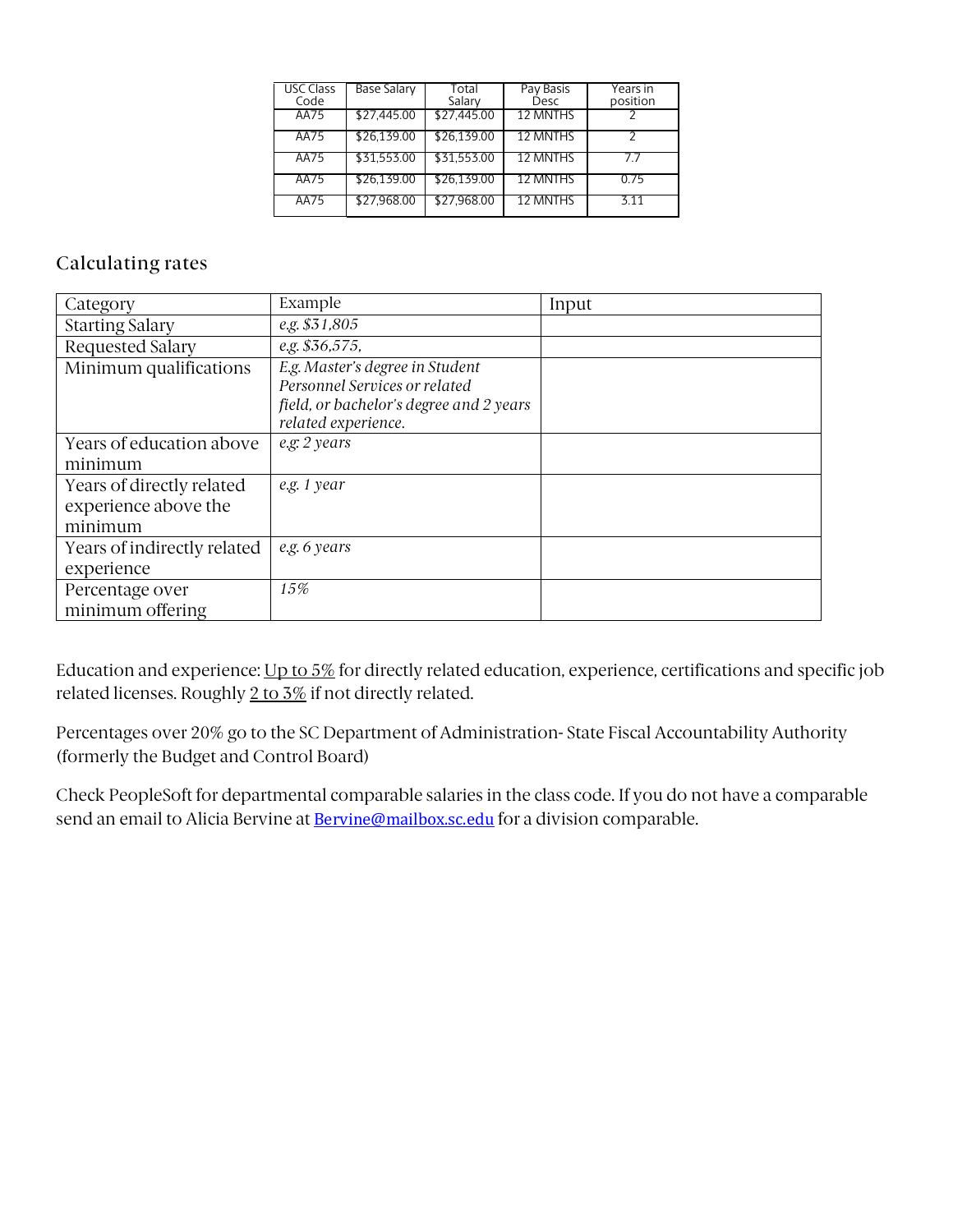| USC Class Code | Base Salary | Total Salary | Pay Basis Desc | Years in position |
|---|---|---|---|---|
| AA75 | $27,445.00 | $27,445.00 | 12 MNTHS | 2 |
| AA75 | $26,139.00 | $26,139.00 | 12 MNTHS | 2 |
| AA75 | $31,553.00 | $31,553.00 | 12 MNTHS | 7.7 |
| AA75 | $26,139.00 | $26,139.00 | 12 MNTHS | 0.75 |
| AA75 | $27,968.00 | $27,968.00 | 12 MNTHS | 3.11 |

## Calculating rates

| Category | Example | Input |
|---|---|---|
| Starting Salary | *e.g. $31,805* | |
| Requested Salary | *e.g. $36,575,* | |
| Minimum qualifications | *E.g. Master's degree in Student Personnel Services or related field, or bachelor's degree and 2 years related experience.* | |
| Years of education above minimum | *e.g: 2 years* | |
| Years of directly related experience above the minimum | *e.g. 1 year* | |
| Years of indirectly related experience | *e.g. 6 years* | |
| Percentage over minimum offering | *15%* | |

Education and experience: Up to 5% for directly related education, experience, certifications and specific job related licenses. Roughly 2 to 3% if not directly related.

Percentages over 20% go to the SC Department of Administration- State Fiscal Accountability Authority (formerly the Budget and Control Board)

Check PeopleSoft for departmental comparable salaries in the class code. If you do not have a comparable send an email to Alicia Bervine at Bervine@mailbox.sc.edu for a division comparable.